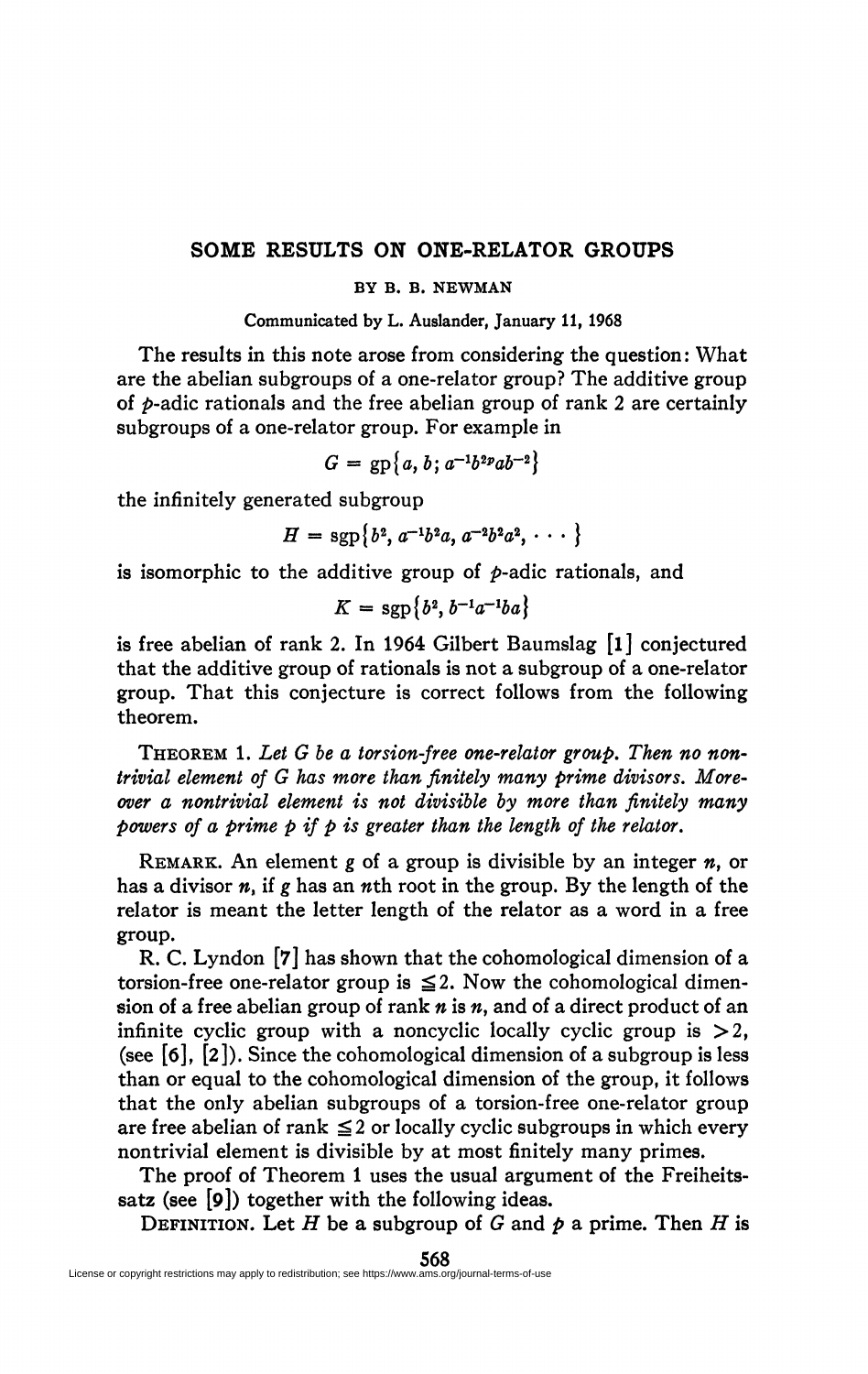# SOME RESULTS ON ONE-RELATOR GROUPS

BY B. B. NEWMAN

Communicated by L. Auslander, January 11, 1968

The results in this note arose from considering the question: What are the abelian subgroups of a one-relator group? The additive group of $p$-adic rationals and the free abelian group of rank 2 are certainly subgroups of a one-relator group. For example in

$$G = \mathrm{gp}\{a, b; a^{-1}b^{2p}ab^{-2}\}$$

the infinitely generated subgroup

$$H = \mathrm{sgp}\{b^2, a^{-1}b^2a, a^{-2}b^2a^2, \cdots\}$$

is isomorphic to the additive group of $p$-adic rationals, and

$$K = \mathrm{sgp}\{b^2, b^{-1}a^{-1}ba\}$$

is free abelian of rank 2. In 1964 Gilbert Baumslag [1] conjectured that the additive group of rationals is not a subgroup of a one-relator group. That this conjecture is correct follows from the following theorem.

THEOREM 1. *Let $G$ be a torsion-free one-relator group. Then no nontrivial element of $G$ has more than finitely many prime divisors. Moreover a nontrivial element is not divisible by more than finitely many powers of a prime $p$ if $p$ is greater than the length of the relator.*

REMARK. An element $g$ of a group is divisible by an integer $n$, or has a divisor $n$, if $g$ has an $n$th root in the group. By the length of the relator is meant the letter length of the relator as a word in a free group.

R. C. Lyndon [7] has shown that the cohomological dimension of a torsion-free one-relator group is $\leqq 2$. Now the cohomological dimension of a free abelian group of rank $n$ is $n$, and of a direct product of an infinite cyclic group with a noncyclic locally cyclic group is $>2$, (see [6], [2]). Since the cohomological dimension of a subgroup is less than or equal to the cohomological dimension of the group, it follows that the only abelian subgroups of a torsion-free one-relator group are free abelian of rank $\leqq 2$ or locally cyclic subgroups in which every nontrivial element is divisible by at most finitely many primes.

The proof of Theorem 1 uses the usual argument of the Freiheitssatz (see [9]) together with the following ideas.

DEFINITION. Let $H$ be a subgroup of $G$ and $p$ a prime. Then $H$ is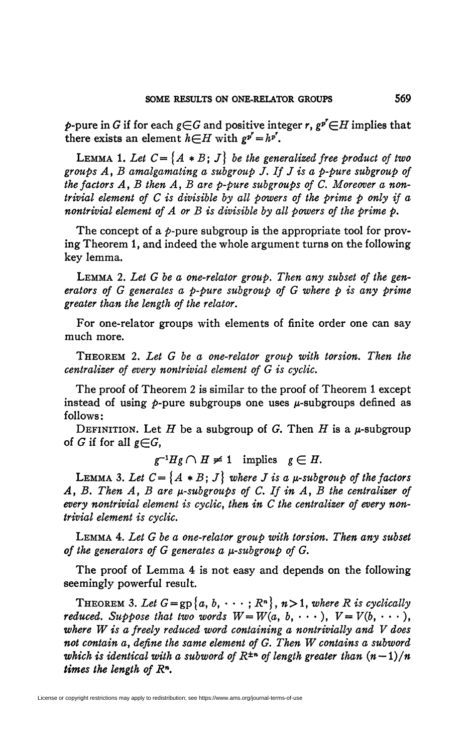$p$-pure in $G$ if for each $g \in G$ and positive integer $r$, $g^{p^r} \in H$ implies that there exists an element $h \in H$ with $g^{p^r} = h^{p^r}$.

LEMMA 1. *Let $C = \{A * B; J\}$ be the generalized free product of two groups $A$, $B$ amalgamating a subgroup $J$. If $J$ is a $p$-pure subgroup of the factors $A$, $B$ then $A$, $B$ are $p$-pure subgroups of $C$. Moreover a nontrivial element of $C$ is divisible by all powers of the prime $p$ only if a nontrivial element of $A$ or $B$ is divisible by all powers of the prime $p$.*

The concept of a $p$-pure subgroup is the appropriate tool for proving Theorem 1, and indeed the whole argument turns on the following key lemma.

LEMMA 2. *Let $G$ be a one-relator group. Then any subset of the generators of $G$ generates a $p$-pure subgroup of $G$ where $p$ is any prime greater than the length of the relator.*

For one-relator groups with elements of finite order one can say much more.

THEOREM 2. *Let $G$ be a one-relator group with torsion. Then the centralizer of every nontrivial element of $G$ is cyclic.*

The proof of Theorem 2 is similar to the proof of Theorem 1 except instead of using $p$-pure subgroups one uses $\mu$-subgroups defined as follows:

DEFINITION. Let $H$ be a subgroup of $G$. Then $H$ is a $\mu$-subgroup of $G$ if for all $g \in G$,

$$g^{-1}Hg \cap H \neq 1 \quad \text{implies} \quad g \in H.$$

LEMMA 3. *Let $C = \{A * B; J\}$ where $J$ is a $\mu$-subgroup of the factors $A$, $B$. Then $A$, $B$ are $\mu$-subgroups of $C$. If in $A$, $B$ the centralizer of every nontrivial element is cyclic, then in $C$ the centralizer of every nontrivial element is cyclic.*

LEMMA 4. *Let $G$ be a one-relator group with torsion. Then any subset of the generators of $G$ generates a $\mu$-subgroup of $G$.*

The proof of Lemma 4 is not easy and depends on the following seemingly powerful result.

THEOREM 3. *Let $G = \text{gp}\{a, b, \cdots; R^n\}$, $n > 1$, where $R$ is cyclically reduced. Suppose that two words $W = W(a, b, \cdots)$, $V = V(b, \cdots)$, where $W$ is a freely reduced word containing $a$ nontrivially and $V$ does not contain $a$, define the same element of $G$. Then $W$ contains a subword which is identical with a subword of $R^{\pm n}$ of length greater than $(n-1)/n$ times the length of $R^n$.*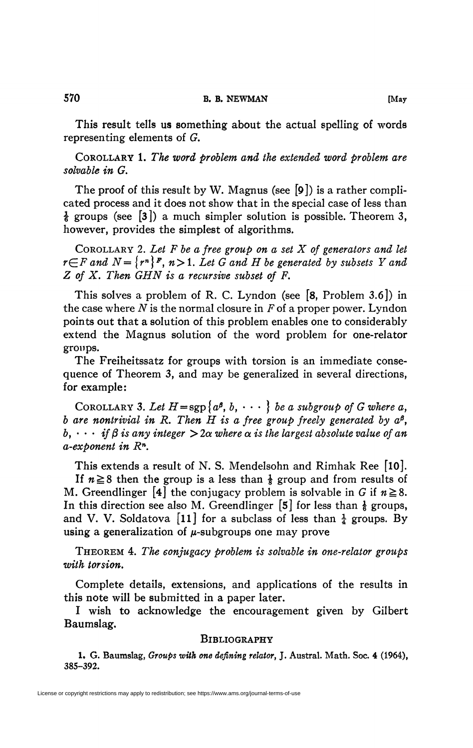This result tells us something about the actual spelling of words representing elements of $G$.

COROLLARY 1. *The word problem and the extended word problem are solvable in* $G$.

The proof of this result by W. Magnus (see [9]) is a rather complicated process and it does not show that in the special case of less than $\frac{1}{6}$ groups (see [3]) a much simpler solution is possible. Theorem 3, however, provides the simplest of algorithms.

COROLLARY 2. *Let $F$ be a free group on a set $X$ of generators and let $r \in F$ and $N = \{r^n\}^F$, $n > 1$. Let $G$ and $H$ be generated by subsets $Y$ and $Z$ of $X$. Then $GHN$ is a recursive subset of $F$.*

This solves a problem of R. C. Lyndon (see [8, Problem 3.6]) in the case where $N$ is the normal closure in $F$ of a proper power. Lyndon points out that a solution of this problem enables one to considerably extend the Magnus solution of the word problem for one-relator groups.

The Freiheitssatz for groups with torsion is an immediate consequence of Theorem 3, and may be generalized in several directions, for example:

COROLLARY 3. *Let $H = \operatorname{sgp}\{a^\beta, b, \cdots\}$ be a subgroup of $G$ where $a$, $b$ are nontrivial in $R$. Then $H$ is a free group freely generated by $a^\beta$, $b, \cdots$ if $\beta$ is any integer $> 2\alpha$ where $\alpha$ is the largest absolute value of an $a$-exponent in $R^n$.*

This extends a result of N. S. Mendelsohn and Rimhak Ree [10].

If $n \geqq 8$ then the group is a less than $\frac{1}{8}$ group and from results of M. Greendlinger [4] the conjugacy problem is solvable in $G$ if $n \geqq 8$. In this direction see also M. Greendlinger [5] for less than $\frac{1}{6}$ groups, and V. V. Soldatova [11] for a subclass of less than $\frac{1}{4}$ groups. By using a generalization of $\mu$-subgroups one may prove

THEOREM 4. *The conjugacy problem is solvable in one-relator groups with torsion.*

Complete details, extensions, and applications of the results in this note will be submitted in a paper later.

I wish to acknowledge the encouragement given by Gilbert Baumslag.

## BIBLIOGRAPHY

1. G. Baumslag, *Groups with one defining relator*, J. Austral. Math. Soc. **4** (1964), 385–392.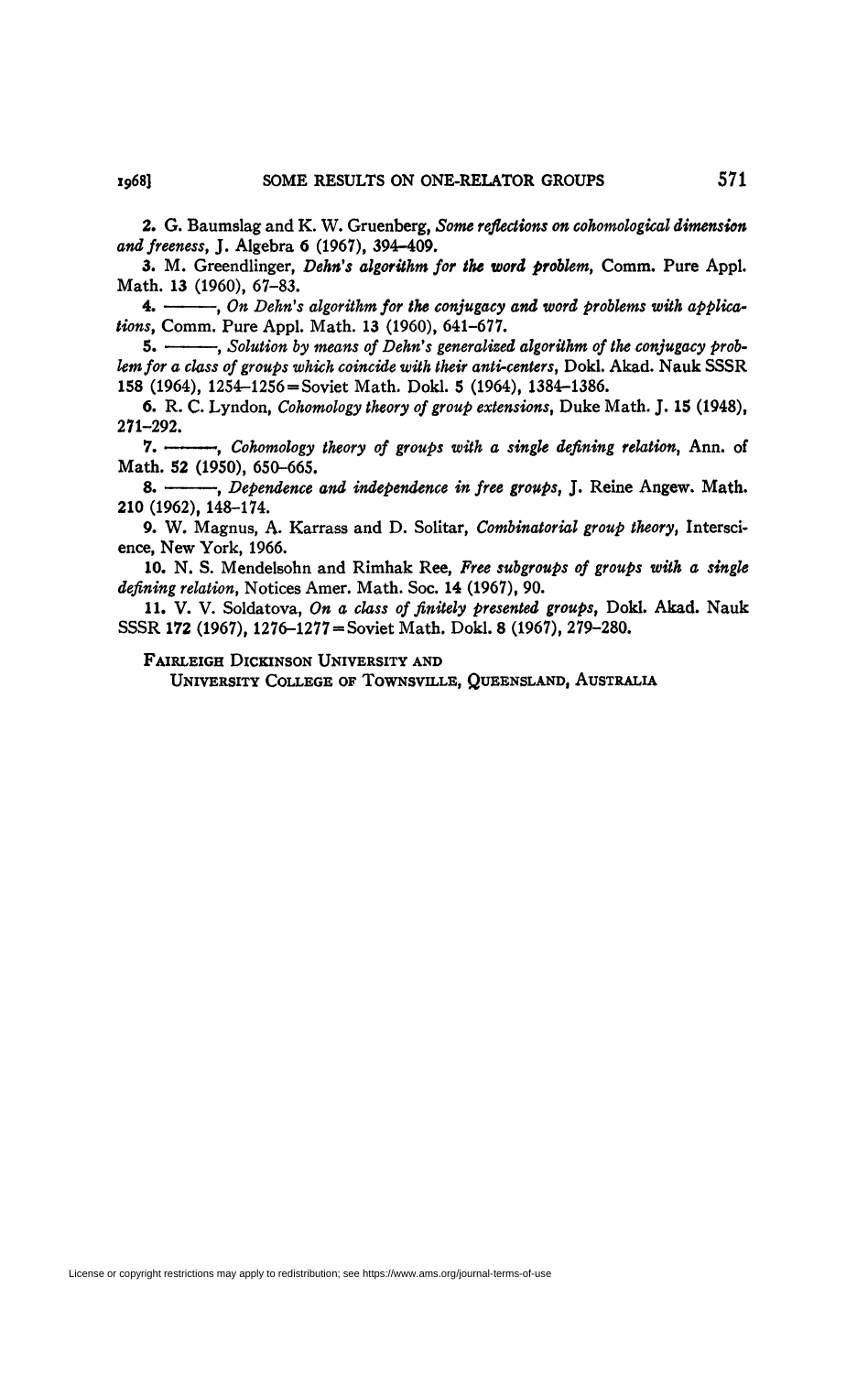2. G. Baumslag and K. W. Gruenberg, *Some reflections on cohomological dimension and freeness*, J. Algebra 6 (1967), 394–409.

3. M. Greendlinger, *Dehn's algorithm for the word problem*, Comm. Pure Appl. Math. 13 (1960), 67–83.

4. ———, *On Dehn's algorithm for the conjugacy and word problems with applications*, Comm. Pure Appl. Math. 13 (1960), 641–677.

5. ———, *Solution by means of Dehn's generalized algorithm of the conjugacy problem for a class of groups which coincide with their anti-centers*, Dokl. Akad. Nauk SSSR 158 (1964), 1254–1256 = Soviet Math. Dokl. 5 (1964), 1384–1386.

6. R. C. Lyndon, *Cohomology theory of group extensions*, Duke Math. J. 15 (1948), 271–292.

7. ———, *Cohomology theory of groups with a single defining relation*, Ann. of Math. 52 (1950), 650–665.

8. ———, *Dependence and independence in free groups*, J. Reine Angew. Math. 210 (1962), 148–174.

9. W. Magnus, A. Karrass and D. Solitar, *Combinatorial group theory*, Interscience, New York, 1966.

10. N. S. Mendelsohn and Rimhak Ree, *Free subgroups of groups with a single defining relation*, Notices Amer. Math. Soc. 14 (1967), 90.

11. V. V. Soldatova, *On a class of finitely presented groups*, Dokl. Akad. Nauk SSSR 172 (1967), 1276–1277 = Soviet Math. Dokl. 8 (1967), 279–280.

FAIRLEIGH DICKINSON UNIVERSITY AND
UNIVERSITY COLLEGE OF TOWNSVILLE, QUEENSLAND, AUSTRALIA